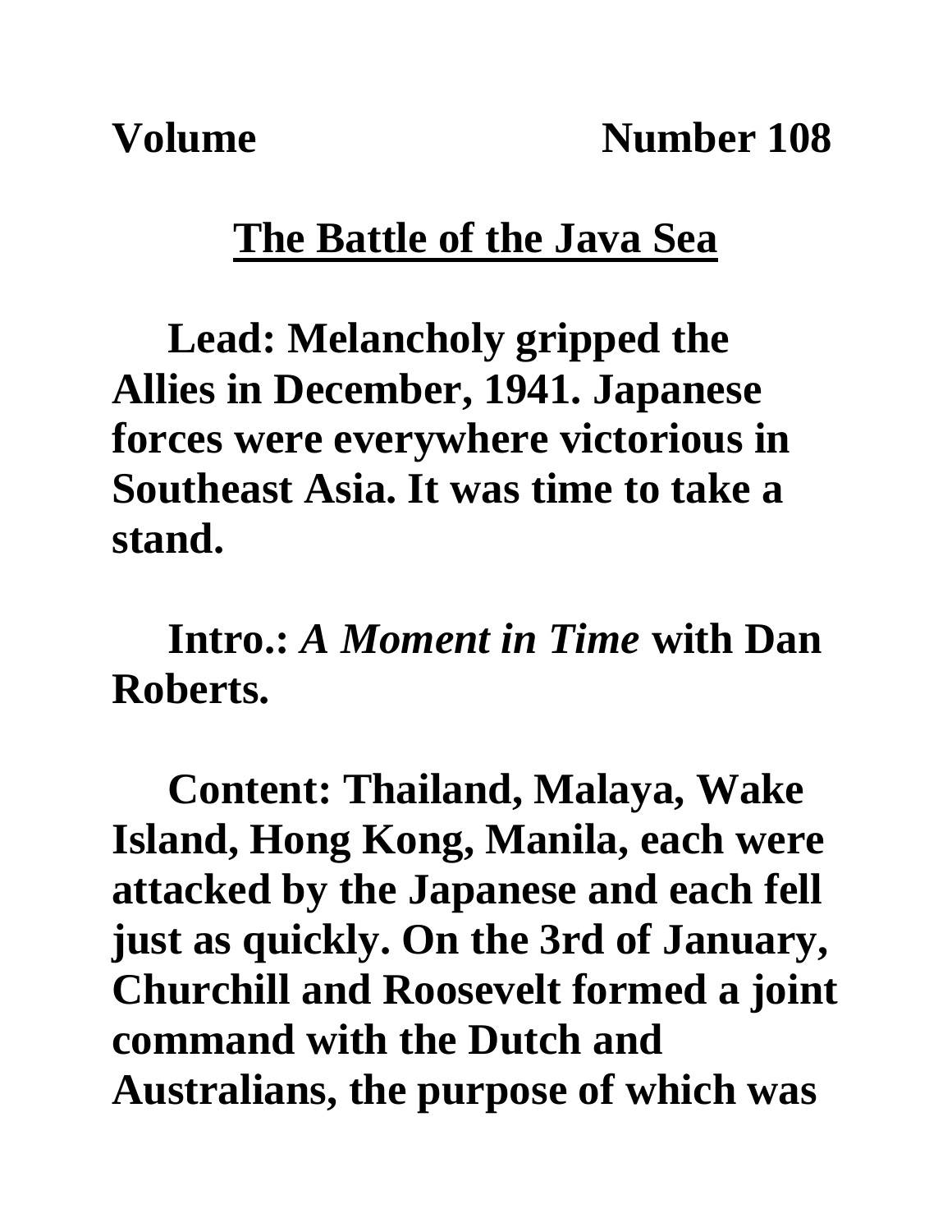**Volume Number 108**

## The Battle of the Java Sea

**Lead: Melancholy gripped the Allies in December, 1941. Japanese forces were everywhere victorious in Southeast Asia. It was time to take a stand.**

**Intro.: *A Moment in Time* with Dan Roberts.**

**Content: Thailand, Malaya, Wake Island, Hong Kong, Manila, each were attacked by the Japanese and each fell just as quickly. On the 3rd of January, Churchill and Roosevelt formed a joint command with the Dutch and Australians, the purpose of which was**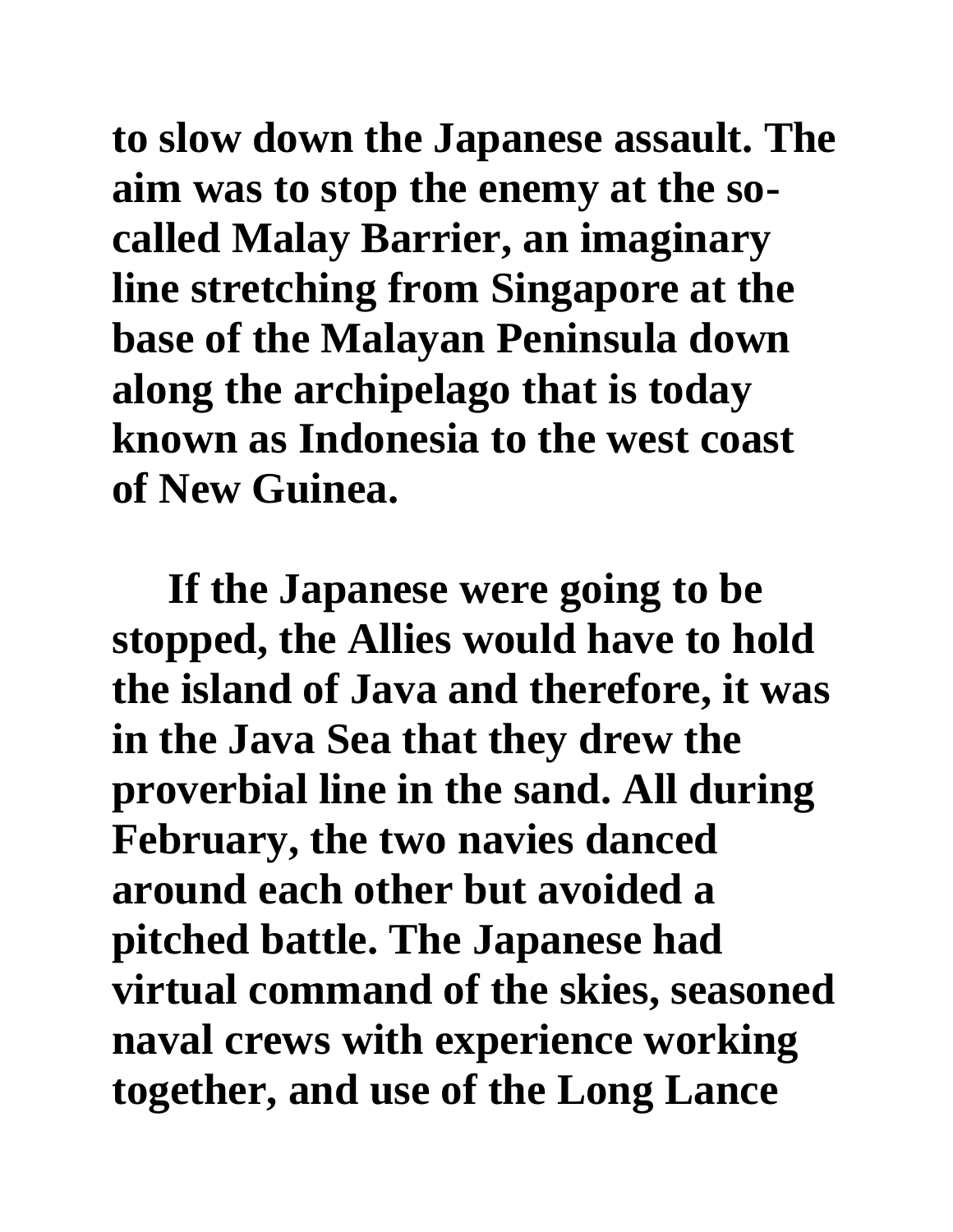to slow down the Japanese assault. The aim was to stop the enemy at the so-called Malay Barrier, an imaginary line stretching from Singapore at the base of the Malayan Peninsula down along the archipelago that is today known as Indonesia to the west coast of New Guinea.

If the Japanese were going to be stopped, the Allies would have to hold the island of Java and therefore, it was in the Java Sea that they drew the proverbial line in the sand. All during February, the two navies danced around each other but avoided a pitched battle. The Japanese had virtual command of the skies, seasoned naval crews with experience working together, and use of the Long Lance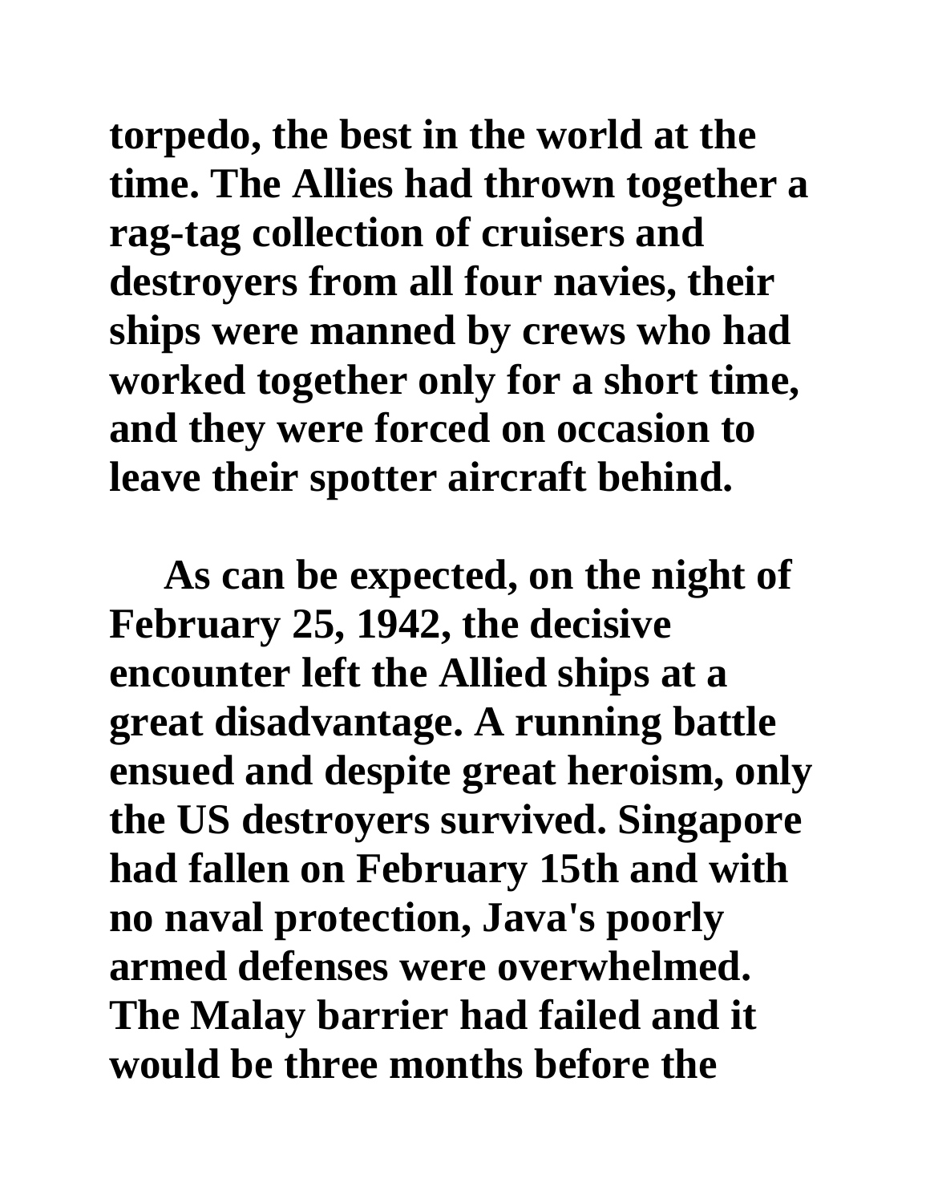**torpedo, the best in the world at the time. The Allies had thrown together a rag-tag collection of cruisers and destroyers from all four navies, their ships were manned by crews who had worked together only for a short time, and they were forced on occasion to leave their spotter aircraft behind.**

**As can be expected, on the night of February 25, 1942, the decisive encounter left the Allied ships at a great disadvantage. A running battle ensued and despite great heroism, only the US destroyers survived. Singapore had fallen on February 15th and with no naval protection, Java's poorly armed defenses were overwhelmed. The Malay barrier had failed and it would be three months before the**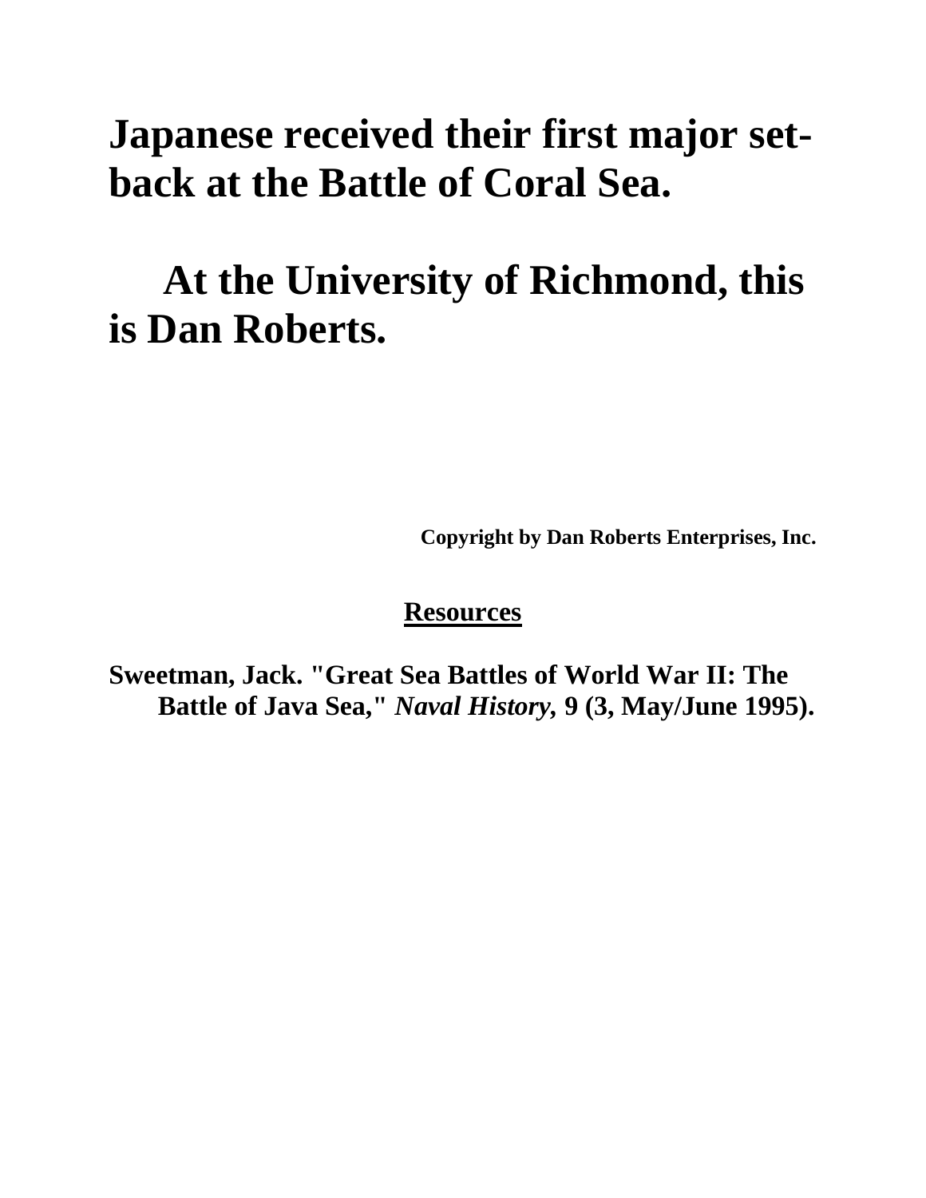**Japanese received their first major set-back at the Battle of Coral Sea.**

**At the University of Richmond, this is Dan Roberts.**

**Copyright by Dan Roberts Enterprises, Inc.**

## Resources

**Sweetman, Jack. "Great Sea Battles of World War II: The Battle of Java Sea,"** ***Naval History,*** **9 (3, May/June 1995).**